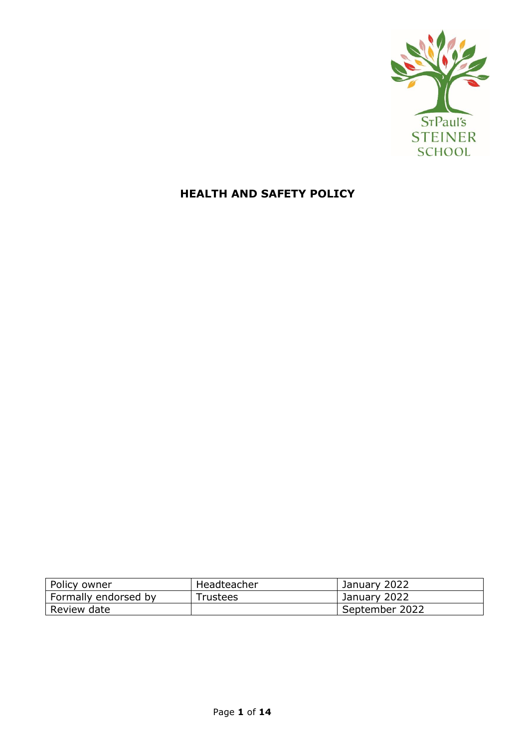St Paul's
STEINER
SCHOOL

# HEALTH AND SAFETY POLICY

| Policy owner | Headteacher | January 2022 |
|---|---|---|
| Formally endorsed by | Trustees | January 2022 |
| Review date | | September 2022 |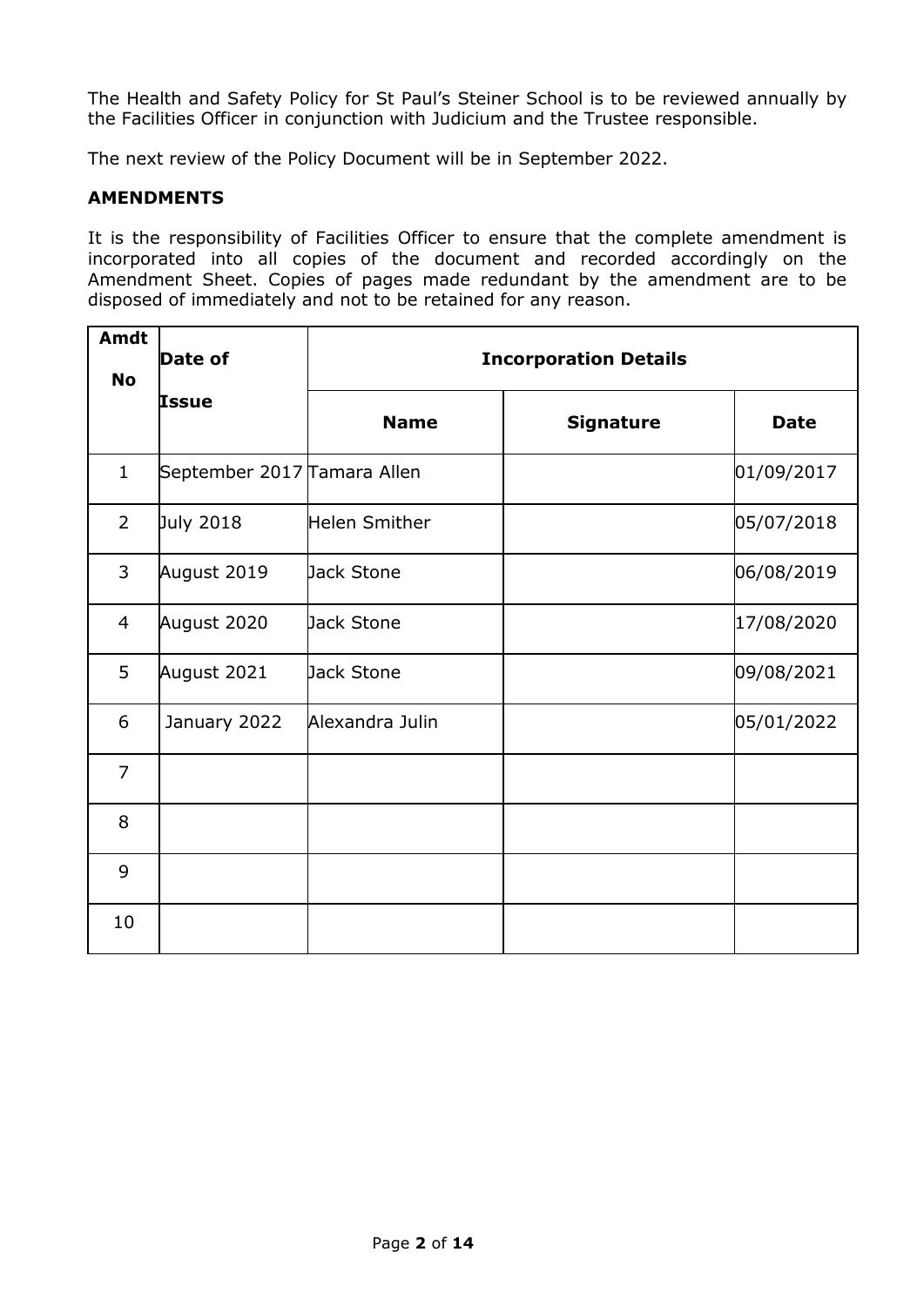The Health and Safety Policy for St Paul's Steiner School is to be reviewed annually by the Facilities Officer in conjunction with Judicium and the Trustee responsible.

The next review of the Policy Document will be in September 2022.

**AMENDMENTS**

It is the responsibility of Facilities Officer to ensure that the complete amendment is incorporated into all copies of the document and recorded accordingly on the Amendment Sheet. Copies of pages made redundant by the amendment are to be disposed of immediately and not to be retained for any reason.

| **Amdt No** | **Date of Issue** | **Incorporation Details** | | |
|---|---|---|---|---|
| | | **Name** | **Signature** | **Date** |
| 1 | September 2017 | Tamara Allen | | 01/09/2017 |
| 2 | July 2018 | Helen Smither | | 05/07/2018 |
| 3 | August 2019 | Jack Stone | | 06/08/2019 |
| 4 | August 2020 | Jack Stone | | 17/08/2020 |
| 5 | August 2021 | Jack Stone | | 09/08/2021 |
| 6 | January 2022 | Alexandra Julin | | 05/01/2022 |
| 7 | | | | |
| 8 | | | | |
| 9 | | | | |
| 10 | | | | |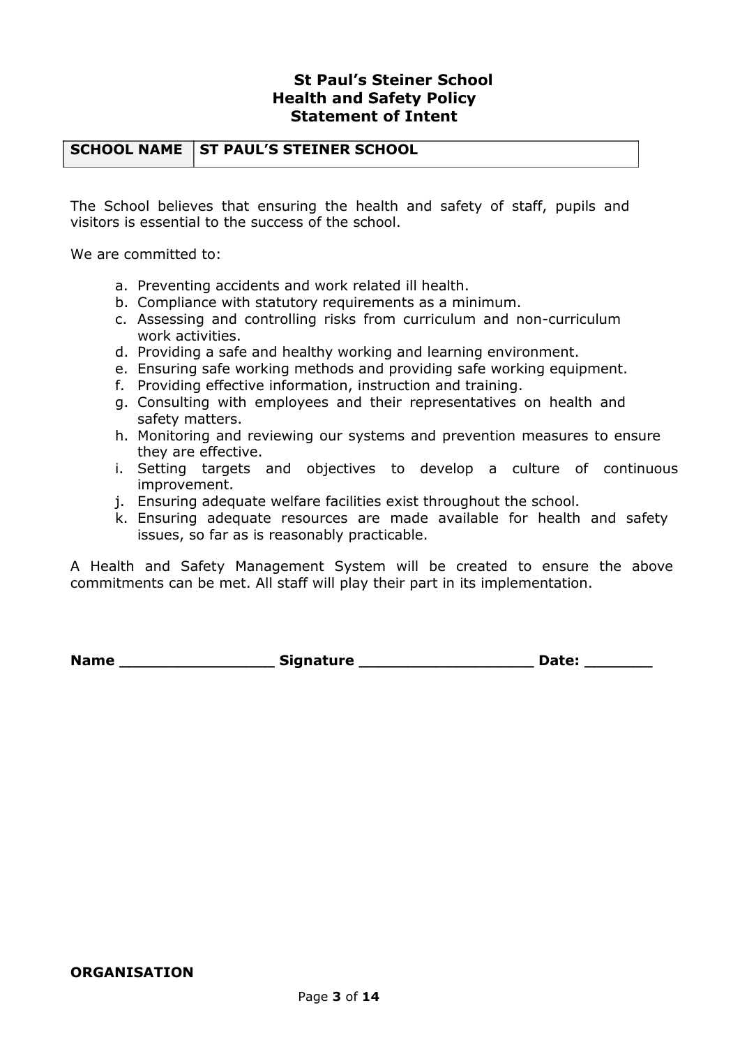# St Paul's Steiner School
## Health and Safety Policy
## Statement of Intent

| SCHOOL NAME | ST PAUL'S STEINER SCHOOL |
|---|---|

The School believes that ensuring the health and safety of staff, pupils and visitors is essential to the success of the school.

We are committed to:

a. Preventing accidents and work related ill health.
b. Compliance with statutory requirements as a minimum.
c. Assessing and controlling risks from curriculum and non-curriculum work activities.
d. Providing a safe and healthy working and learning environment.
e. Ensuring safe working methods and providing safe working equipment.
f. Providing effective information, instruction and training.
g. Consulting with employees and their representatives on health and safety matters.
h. Monitoring and reviewing our systems and prevention measures to ensure they are effective.
i. Setting targets and objectives to develop a culture of continuous improvement.
j. Ensuring adequate welfare facilities exist throughout the school.
k. Ensuring adequate resources are made available for health and safety issues, so far as is reasonably practicable.

A Health and Safety Management System will be created to ensure the above commitments can be met. All staff will play their part in its implementation.

**Name ________________ Signature __________________ Date: _______**

**ORGANISATION**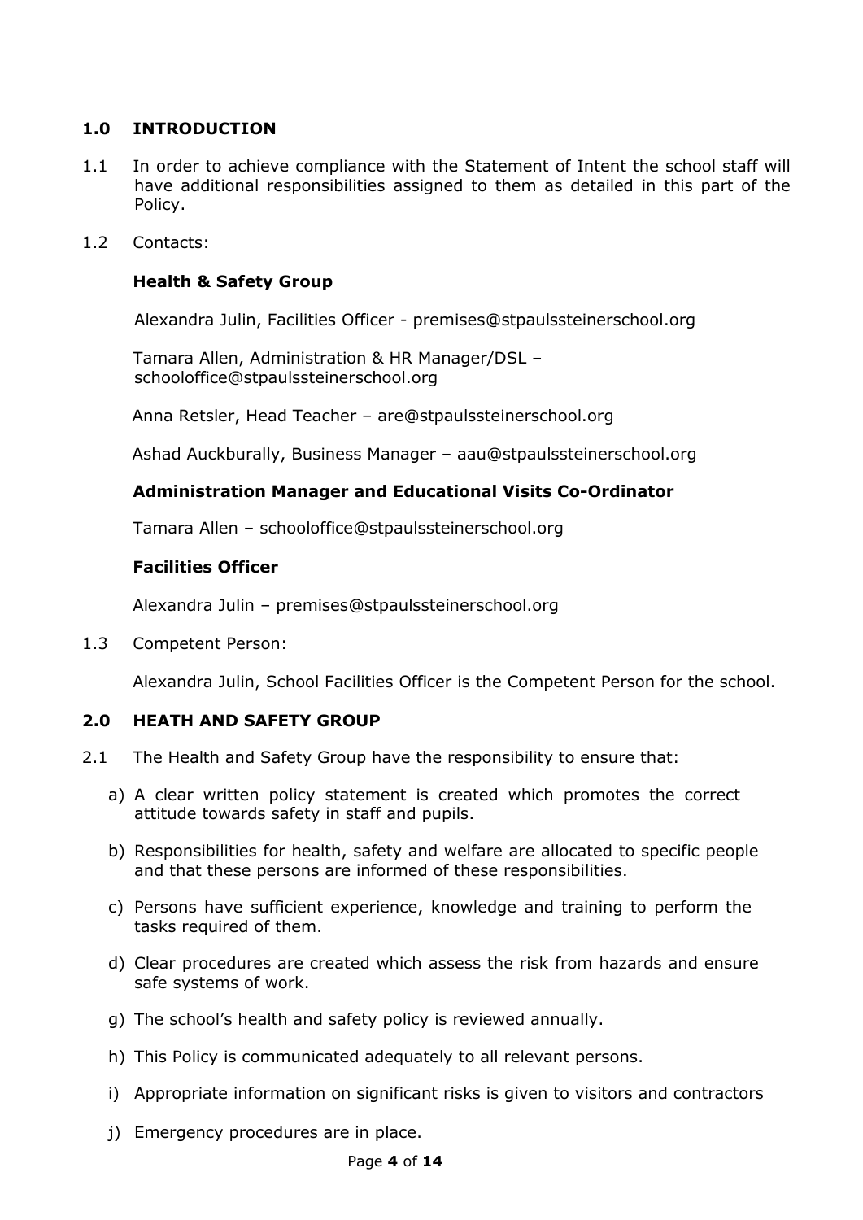## 1.0 INTRODUCTION

1.1 In order to achieve compliance with the Statement of Intent the school staff will have additional responsibilities assigned to them as detailed in this part of the Policy.

1.2 Contacts:

**Health & Safety Group**

Alexandra Julin, Facilities Officer - premises@stpaulssteinerschool.org

Tamara Allen, Administration & HR Manager/DSL – schooloffice@stpaulssteinerschool.org

Anna Retsler, Head Teacher – are@stpaulssteinerschool.org

Ashad Auckburally, Business Manager – aau@stpaulssteinerschool.org

**Administration Manager and Educational Visits Co-Ordinator**

Tamara Allen – schooloffice@stpaulssteinerschool.org

**Facilities Officer**

Alexandra Julin – premises@stpaulssteinerschool.org

1.3 Competent Person:

Alexandra Julin, School Facilities Officer is the Competent Person for the school.

## 2.0 HEATH AND SAFETY GROUP

2.1 The Health and Safety Group have the responsibility to ensure that:

a) A clear written policy statement is created which promotes the correct attitude towards safety in staff and pupils.

b) Responsibilities for health, safety and welfare are allocated to specific people and that these persons are informed of these responsibilities.

c) Persons have sufficient experience, knowledge and training to perform the tasks required of them.

d) Clear procedures are created which assess the risk from hazards and ensure safe systems of work.

g) The school's health and safety policy is reviewed annually.

h) This Policy is communicated adequately to all relevant persons.

i) Appropriate information on significant risks is given to visitors and contractors

j) Emergency procedures are in place.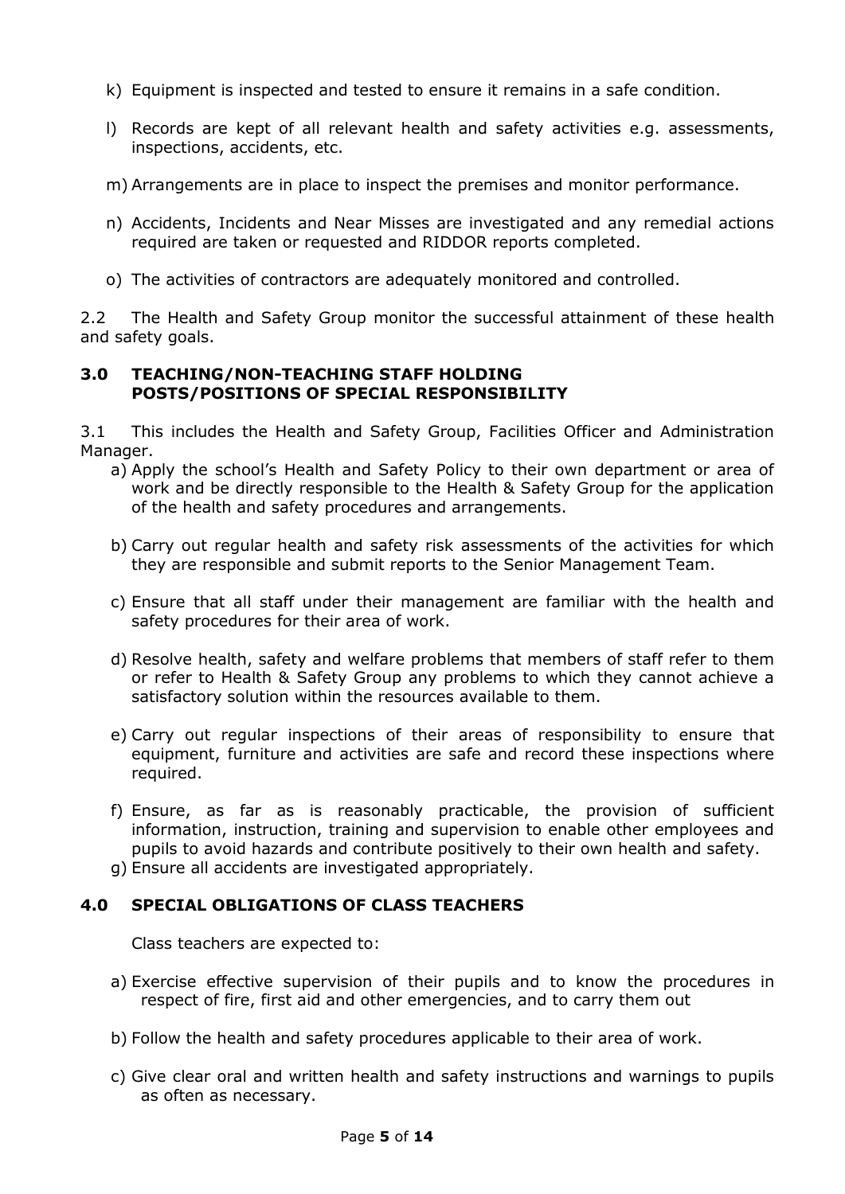k) Equipment is inspected and tested to ensure it remains in a safe condition.

l) Records are kept of all relevant health and safety activities e.g. assessments, inspections, accidents, etc.

m) Arrangements are in place to inspect the premises and monitor performance.

n) Accidents, Incidents and Near Misses are investigated and any remedial actions required are taken or requested and RIDDOR reports completed.

o) The activities of contractors are adequately monitored and controlled.

2.2 The Health and Safety Group monitor the successful attainment of these health and safety goals.

### 3.0 TEACHING/NON-TEACHING STAFF HOLDING POSTS/POSITIONS OF SPECIAL RESPONSIBILITY

3.1 This includes the Health and Safety Group, Facilities Officer and Administration Manager.

a) Apply the school's Health and Safety Policy to their own department or area of work and be directly responsible to the Health & Safety Group for the application of the health and safety procedures and arrangements.

b) Carry out regular health and safety risk assessments of the activities for which they are responsible and submit reports to the Senior Management Team.

c) Ensure that all staff under their management are familiar with the health and safety procedures for their area of work.

d) Resolve health, safety and welfare problems that members of staff refer to them or refer to Health & Safety Group any problems to which they cannot achieve a satisfactory solution within the resources available to them.

e) Carry out regular inspections of their areas of responsibility to ensure that equipment, furniture and activities are safe and record these inspections where required.

f) Ensure, as far as is reasonably practicable, the provision of sufficient information, instruction, training and supervision to enable other employees and pupils to avoid hazards and contribute positively to their own health and safety.

g) Ensure all accidents are investigated appropriately.

### 4.0 SPECIAL OBLIGATIONS OF CLASS TEACHERS

Class teachers are expected to:

a) Exercise effective supervision of their pupils and to know the procedures in respect of fire, first aid and other emergencies, and to carry them out

b) Follow the health and safety procedures applicable to their area of work.

c) Give clear oral and written health and safety instructions and warnings to pupils as often as necessary.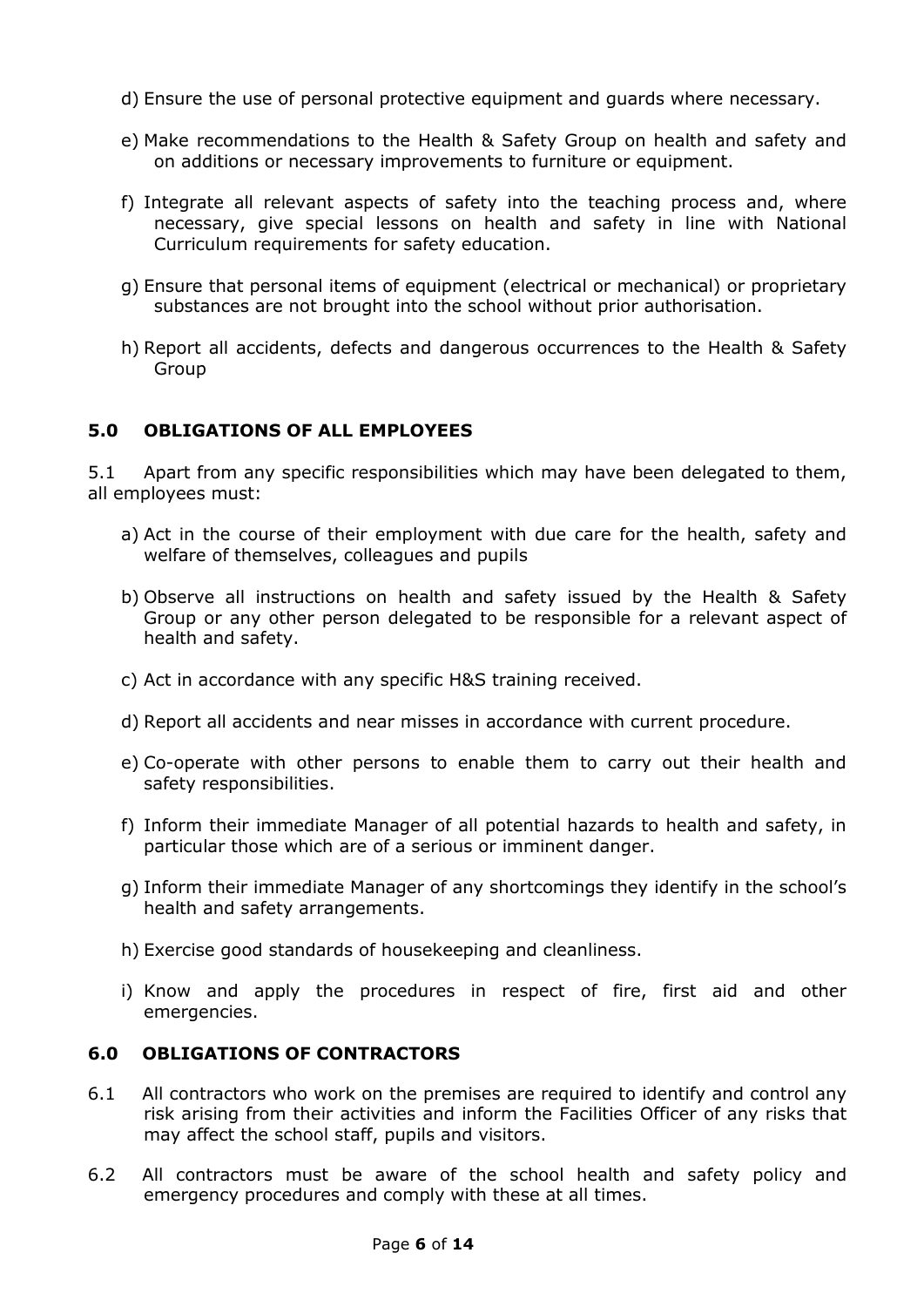d) Ensure the use of personal protective equipment and guards where necessary.

e) Make recommendations to the Health & Safety Group on health and safety and on additions or necessary improvements to furniture or equipment.

f) Integrate all relevant aspects of safety into the teaching process and, where necessary, give special lessons on health and safety in line with National Curriculum requirements for safety education.

g) Ensure that personal items of equipment (electrical or mechanical) or proprietary substances are not brought into the school without prior authorisation.

h) Report all accidents, defects and dangerous occurrences to the Health & Safety Group

## 5.0 OBLIGATIONS OF ALL EMPLOYEES

5.1 Apart from any specific responsibilities which may have been delegated to them, all employees must:

a) Act in the course of their employment with due care for the health, safety and welfare of themselves, colleagues and pupils

b) Observe all instructions on health and safety issued by the Health & Safety Group or any other person delegated to be responsible for a relevant aspect of health and safety.

c) Act in accordance with any specific H&S training received.

d) Report all accidents and near misses in accordance with current procedure.

e) Co-operate with other persons to enable them to carry out their health and safety responsibilities.

f) Inform their immediate Manager of all potential hazards to health and safety, in particular those which are of a serious or imminent danger.

g) Inform their immediate Manager of any shortcomings they identify in the school's health and safety arrangements.

h) Exercise good standards of housekeeping and cleanliness.

i) Know and apply the procedures in respect of fire, first aid and other emergencies.

## 6.0 OBLIGATIONS OF CONTRACTORS

6.1 All contractors who work on the premises are required to identify and control any risk arising from their activities and inform the Facilities Officer of any risks that may affect the school staff, pupils and visitors.

6.2 All contractors must be aware of the school health and safety policy and emergency procedures and comply with these at all times.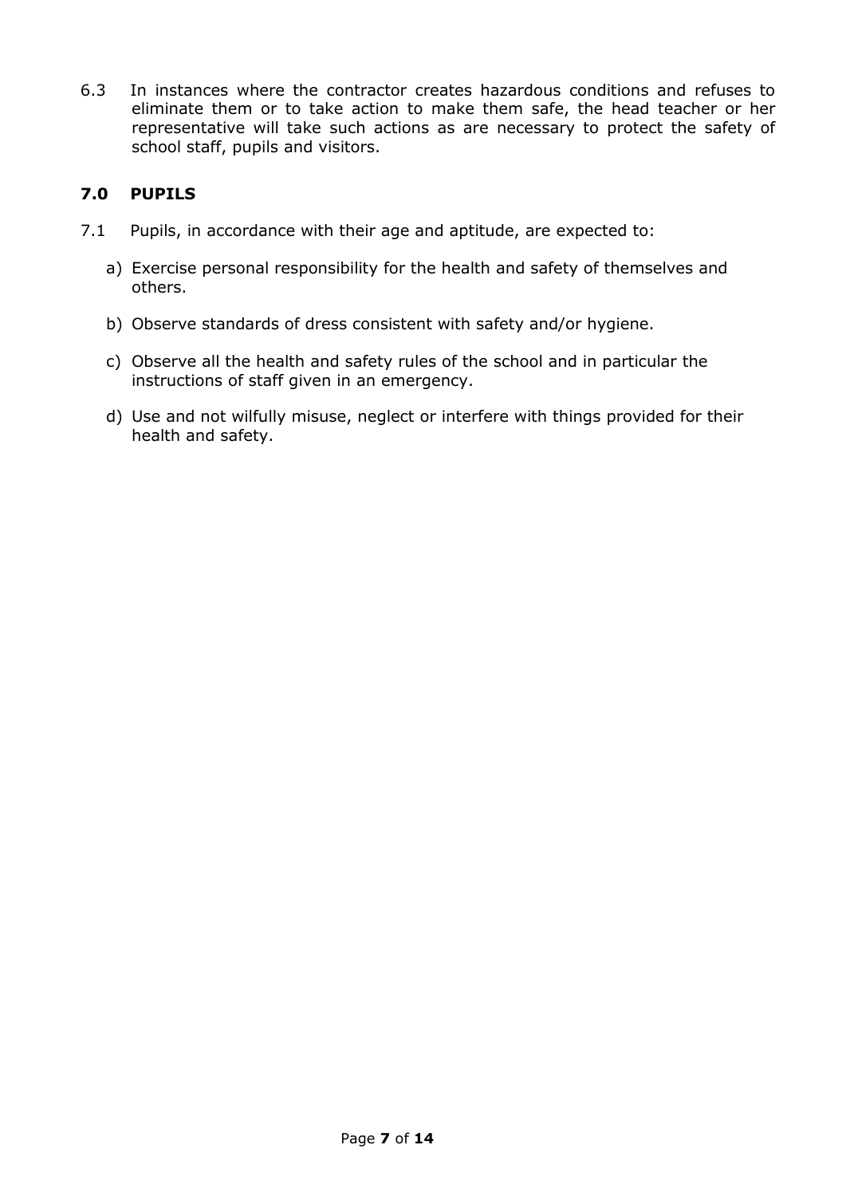6.3 In instances where the contractor creates hazardous conditions and refuses to eliminate them or to take action to make them safe, the head teacher or her representative will take such actions as are necessary to protect the safety of school staff, pupils and visitors.

## 7.0 PUPILS

7.1 Pupils, in accordance with their age and aptitude, are expected to:

a) Exercise personal responsibility for the health and safety of themselves and others.

b) Observe standards of dress consistent with safety and/or hygiene.

c) Observe all the health and safety rules of the school and in particular the instructions of staff given in an emergency.

d) Use and not wilfully misuse, neglect or interfere with things provided for their health and safety.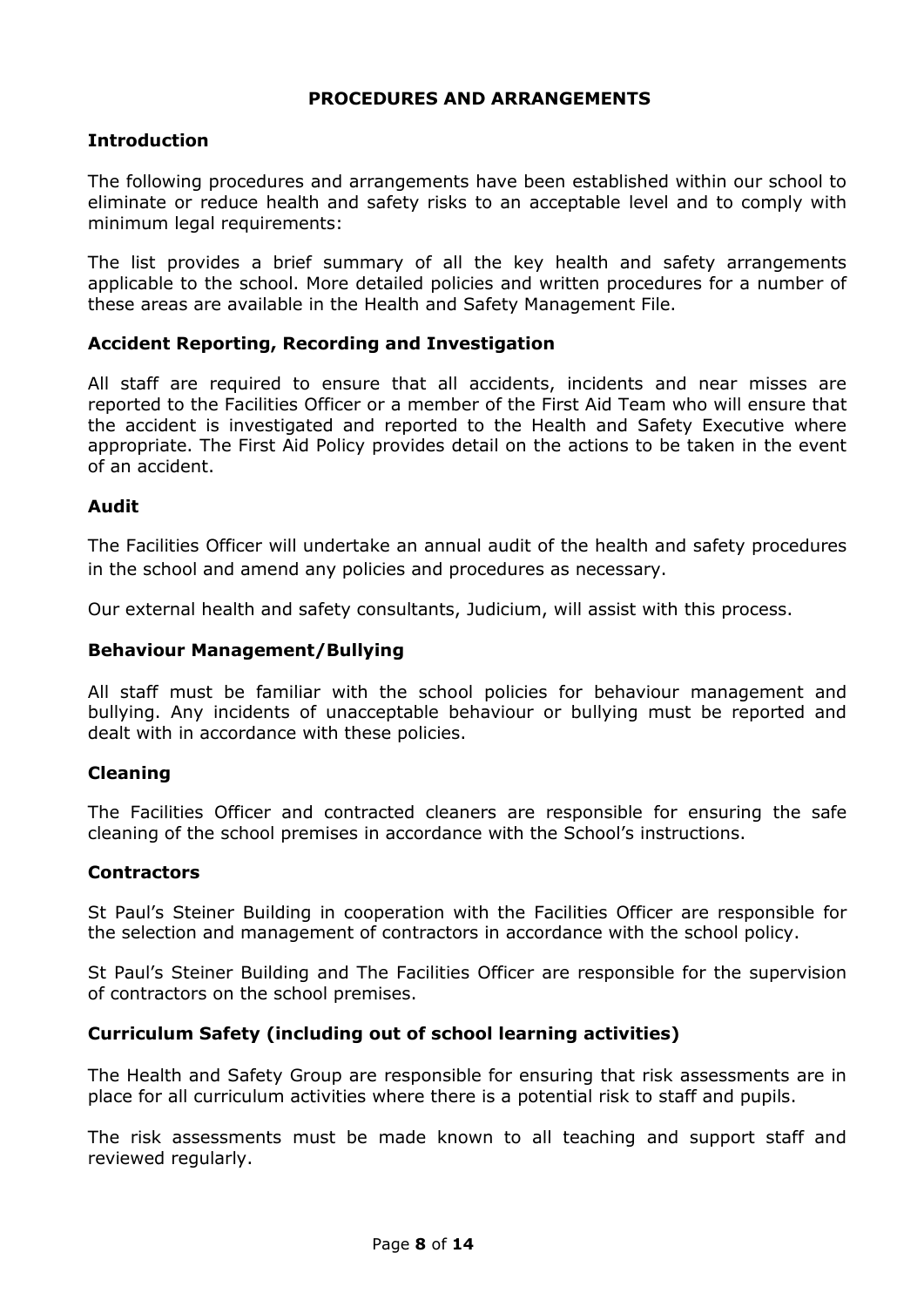## PROCEDURES AND ARRANGEMENTS

### Introduction

The following procedures and arrangements have been established within our school to eliminate or reduce health and safety risks to an acceptable level and to comply with minimum legal requirements:

The list provides a brief summary of all the key health and safety arrangements applicable to the school. More detailed policies and written procedures for a number of these areas are available in the Health and Safety Management File.

### Accident Reporting, Recording and Investigation

All staff are required to ensure that all accidents, incidents and near misses are reported to the Facilities Officer or a member of the First Aid Team who will ensure that the accident is investigated and reported to the Health and Safety Executive where appropriate. The First Aid Policy provides detail on the actions to be taken in the event of an accident.

### Audit

The Facilities Officer will undertake an annual audit of the health and safety procedures in the school and amend any policies and procedures as necessary.

Our external health and safety consultants, Judicium, will assist with this process.

### Behaviour Management/Bullying

All staff must be familiar with the school policies for behaviour management and bullying. Any incidents of unacceptable behaviour or bullying must be reported and dealt with in accordance with these policies.

### Cleaning

The Facilities Officer and contracted cleaners are responsible for ensuring the safe cleaning of the school premises in accordance with the School's instructions.

### Contractors

St Paul's Steiner Building in cooperation with the Facilities Officer are responsible for the selection and management of contractors in accordance with the school policy.

St Paul's Steiner Building and The Facilities Officer are responsible for the supervision of contractors on the school premises.

### Curriculum Safety (including out of school learning activities)

The Health and Safety Group are responsible for ensuring that risk assessments are in place for all curriculum activities where there is a potential risk to staff and pupils.

The risk assessments must be made known to all teaching and support staff and reviewed regularly.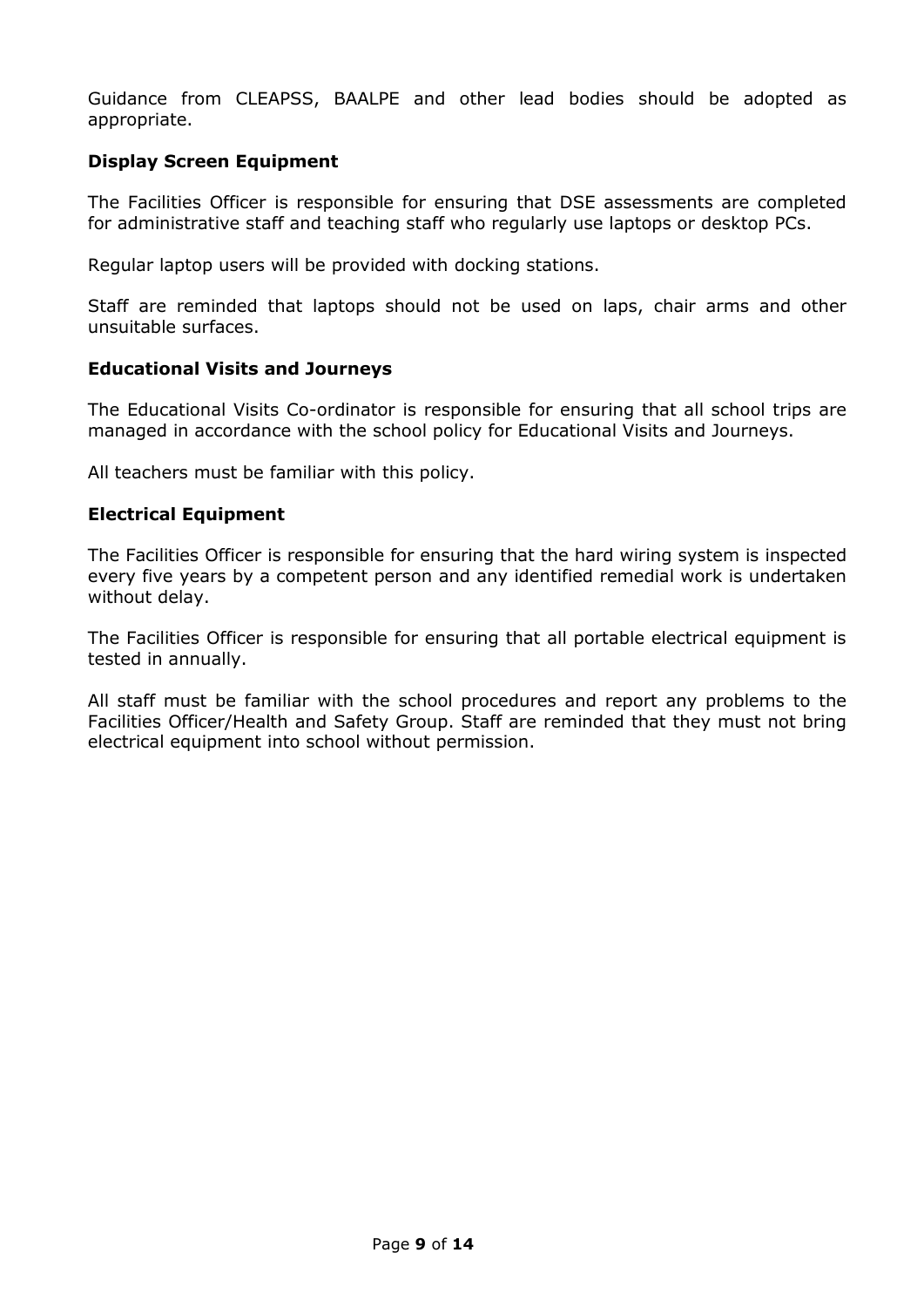Guidance from CLEAPSS, BAALPE and other lead bodies should be adopted as appropriate.

**Display Screen Equipment**

The Facilities Officer is responsible for ensuring that DSE assessments are completed for administrative staff and teaching staff who regularly use laptops or desktop PCs.

Regular laptop users will be provided with docking stations.

Staff are reminded that laptops should not be used on laps, chair arms and other unsuitable surfaces.

**Educational Visits and Journeys**

The Educational Visits Co-ordinator is responsible for ensuring that all school trips are managed in accordance with the school policy for Educational Visits and Journeys.

All teachers must be familiar with this policy.

**Electrical Equipment**

The Facilities Officer is responsible for ensuring that the hard wiring system is inspected every five years by a competent person and any identified remedial work is undertaken without delay.

The Facilities Officer is responsible for ensuring that all portable electrical equipment is tested in annually.

All staff must be familiar with the school procedures and report any problems to the Facilities Officer/Health and Safety Group. Staff are reminded that they must not bring electrical equipment into school without permission.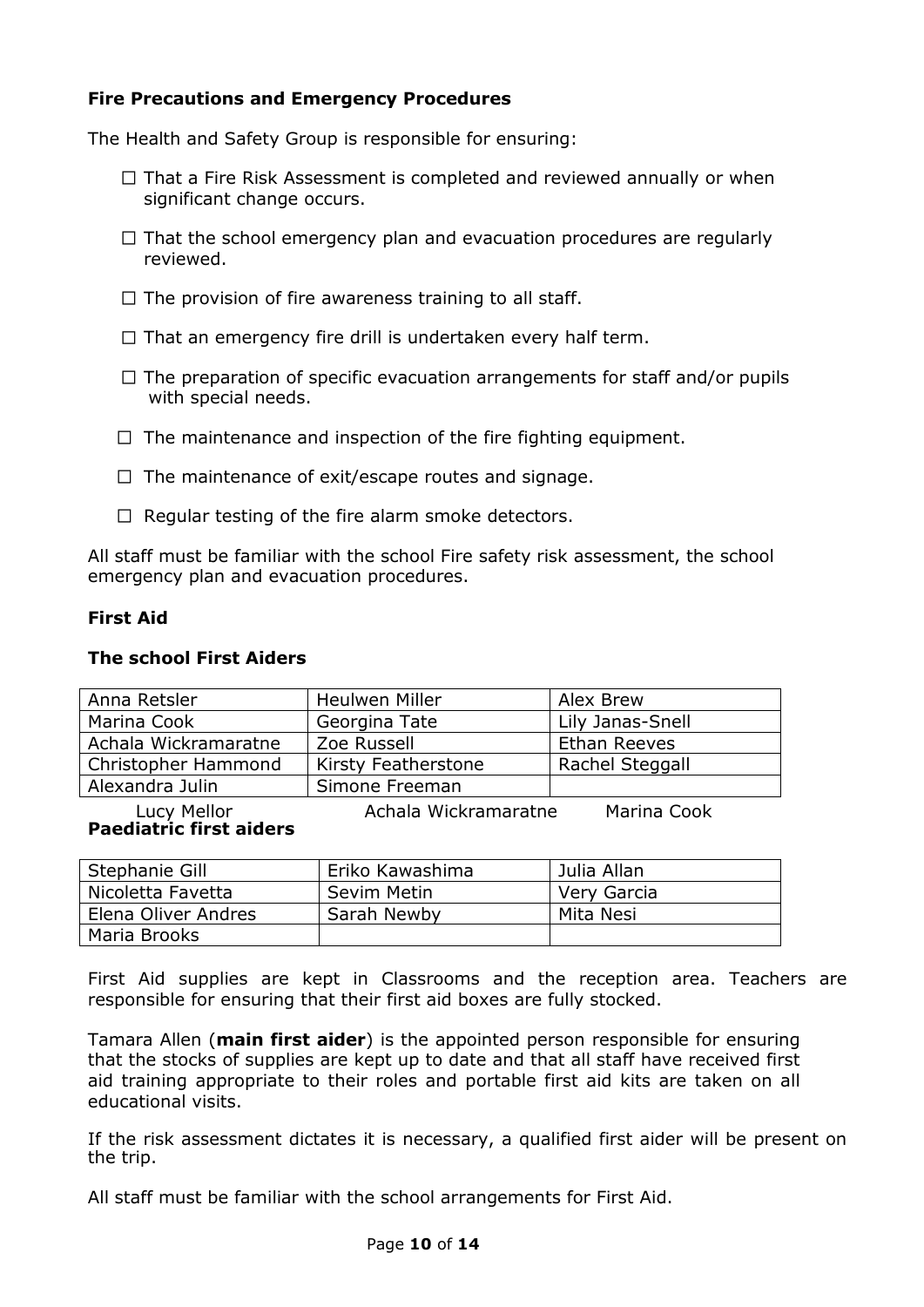**Fire Precautions and Emergency Procedures**

The Health and Safety Group is responsible for ensuring:

- ☐ That a Fire Risk Assessment is completed and reviewed annually or when significant change occurs.
- ☐ That the school emergency plan and evacuation procedures are regularly reviewed.
- ☐ The provision of fire awareness training to all staff.
- ☐ That an emergency fire drill is undertaken every half term.
- ☐ The preparation of specific evacuation arrangements for staff and/or pupils with special needs.
- ☐ The maintenance and inspection of the fire fighting equipment.
- ☐ The maintenance of exit/escape routes and signage.
- ☐ Regular testing of the fire alarm smoke detectors.

All staff must be familiar with the school Fire safety risk assessment, the school emergency plan and evacuation procedures.

**First Aid**

**The school First Aiders**

| | | |
|---|---|---|
| Anna Retsler | Heulwen Miller | Alex Brew |
| Marina Cook | Georgina Tate | Lily Janas-Snell |
| Achala Wickramaratne | Zoe Russell | Ethan Reeves |
| Christopher Hammond | Kirsty Featherstone | Rachel Steggall |
| Alexandra Julin | Simone Freeman | |
| Lucy Mellor | Achala Wickramaratne | Marina Cook |

**Paediatric first aiders**

| | | |
|---|---|---|
| Stephanie Gill | Eriko Kawashima | Julia Allan |
| Nicoletta Favetta | Sevim Metin | Very Garcia |
| Elena Oliver Andres | Sarah Newby | Mita Nesi |
| Maria Brooks | | |

First Aid supplies are kept in Classrooms and the reception area. Teachers are responsible for ensuring that their first aid boxes are fully stocked.

Tamara Allen (**main first aider**) is the appointed person responsible for ensuring that the stocks of supplies are kept up to date and that all staff have received first aid training appropriate to their roles and portable first aid kits are taken on all educational visits.

If the risk assessment dictates it is necessary, a qualified first aider will be present on the trip.

All staff must be familiar with the school arrangements for First Aid.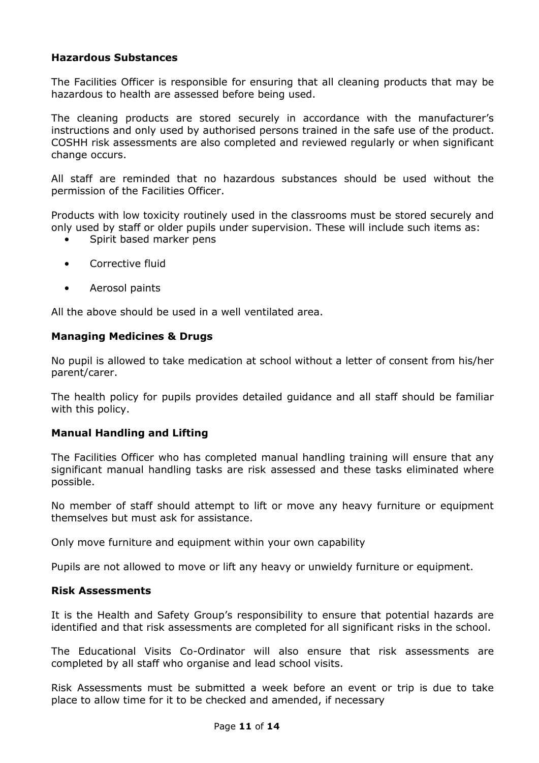**Hazardous Substances**

The Facilities Officer is responsible for ensuring that all cleaning products that may be hazardous to health are assessed before being used.

The cleaning products are stored securely in accordance with the manufacturer's instructions and only used by authorised persons trained in the safe use of the product. COSHH risk assessments are also completed and reviewed regularly or when significant change occurs.

All staff are reminded that no hazardous substances should be used without the permission of the Facilities Officer.

Products with low toxicity routinely used in the classrooms must be stored securely and only used by staff or older pupils under supervision. These will include such items as:

- Spirit based marker pens
- Corrective fluid
- Aerosol paints

All the above should be used in a well ventilated area.

**Managing Medicines & Drugs**

No pupil is allowed to take medication at school without a letter of consent from his/her parent/carer.

The health policy for pupils provides detailed guidance and all staff should be familiar with this policy.

**Manual Handling and Lifting**

The Facilities Officer who has completed manual handling training will ensure that any significant manual handling tasks are risk assessed and these tasks eliminated where possible.

No member of staff should attempt to lift or move any heavy furniture or equipment themselves but must ask for assistance.

Only move furniture and equipment within your own capability

Pupils are not allowed to move or lift any heavy or unwieldy furniture or equipment.

**Risk Assessments**

It is the Health and Safety Group's responsibility to ensure that potential hazards are identified and that risk assessments are completed for all significant risks in the school.

The Educational Visits Co-Ordinator will also ensure that risk assessments are completed by all staff who organise and lead school visits.

Risk Assessments must be submitted a week before an event or trip is due to take place to allow time for it to be checked and amended, if necessary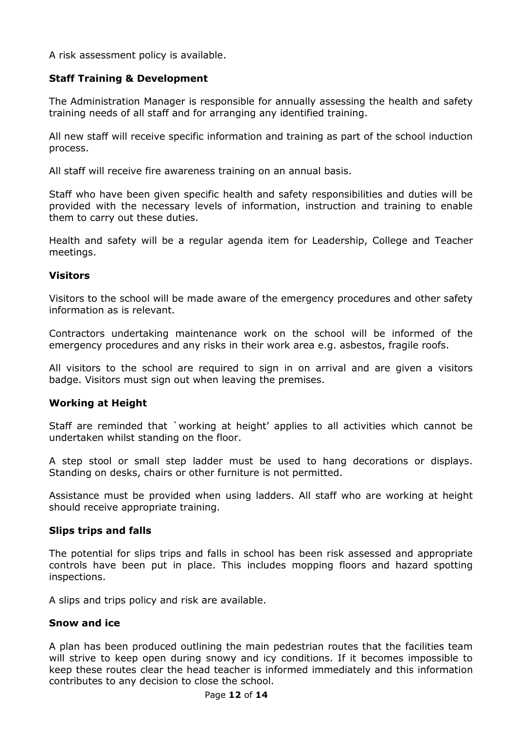A risk assessment policy is available.

### Staff Training & Development

The Administration Manager is responsible for annually assessing the health and safety training needs of all staff and for arranging any identified training.

All new staff will receive specific information and training as part of the school induction process.

All staff will receive fire awareness training on an annual basis.

Staff who have been given specific health and safety responsibilities and duties will be provided with the necessary levels of information, instruction and training to enable them to carry out these duties.

Health and safety will be a regular agenda item for Leadership, College and Teacher meetings.

### Visitors

Visitors to the school will be made aware of the emergency procedures and other safety information as is relevant.

Contractors undertaking maintenance work on the school will be informed of the emergency procedures and any risks in their work area e.g. asbestos, fragile roofs.

All visitors to the school are required to sign in on arrival and are given a visitors badge. Visitors must sign out when leaving the premises.

### Working at Height

Staff are reminded that `working at height' applies to all activities which cannot be undertaken whilst standing on the floor.

A step stool or small step ladder must be used to hang decorations or displays. Standing on desks, chairs or other furniture is not permitted.

Assistance must be provided when using ladders. All staff who are working at height should receive appropriate training.

### Slips trips and falls

The potential for slips trips and falls in school has been risk assessed and appropriate controls have been put in place. This includes mopping floors and hazard spotting inspections.

A slips and trips policy and risk are available.

### Snow and ice

A plan has been produced outlining the main pedestrian routes that the facilities team will strive to keep open during snowy and icy conditions. If it becomes impossible to keep these routes clear the head teacher is informed immediately and this information contributes to any decision to close the school.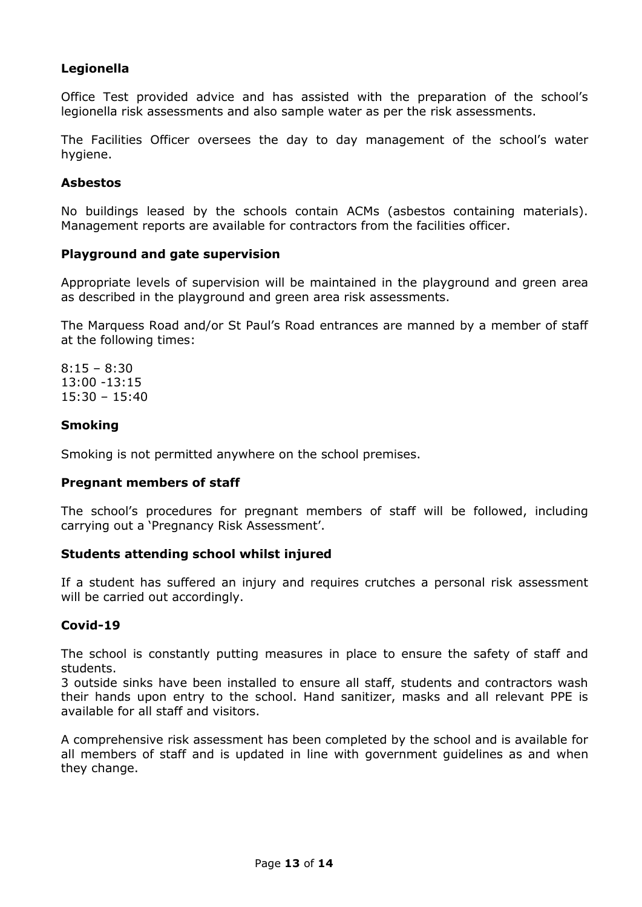**Legionella**

Office Test provided advice and has assisted with the preparation of the school's legionella risk assessments and also sample water as per the risk assessments.

The Facilities Officer oversees the day to day management of the school's water hygiene.

**Asbestos**

No buildings leased by the schools contain ACMs (asbestos containing materials). Management reports are available for contractors from the facilities officer.

**Playground and gate supervision**

Appropriate levels of supervision will be maintained in the playground and green area as described in the playground and green area risk assessments.

The Marquess Road and/or St Paul's Road entrances are manned by a member of staff at the following times:

8:15 – 8:30
13:00 -13:15
15:30 – 15:40

**Smoking**

Smoking is not permitted anywhere on the school premises.

**Pregnant members of staff**

The school's procedures for pregnant members of staff will be followed, including carrying out a 'Pregnancy Risk Assessment'.

**Students attending school whilst injured**

If a student has suffered an injury and requires crutches a personal risk assessment will be carried out accordingly.

**Covid-19**

The school is constantly putting measures in place to ensure the safety of staff and students.
3 outside sinks have been installed to ensure all staff, students and contractors wash their hands upon entry to the school. Hand sanitizer, masks and all relevant PPE is available for all staff and visitors.

A comprehensive risk assessment has been completed by the school and is available for all members of staff and is updated in line with government guidelines as and when they change.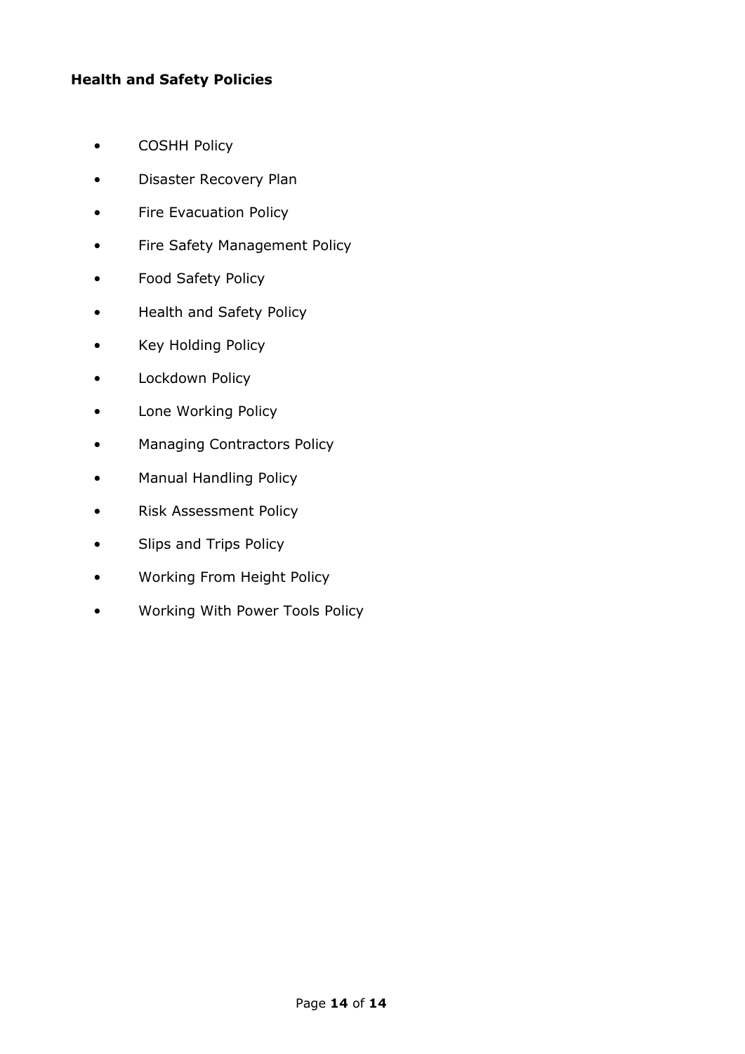**Health and Safety Policies**

- COSHH Policy
- Disaster Recovery Plan
- Fire Evacuation Policy
- Fire Safety Management Policy
- Food Safety Policy
- Health and Safety Policy
- Key Holding Policy
- Lockdown Policy
- Lone Working Policy
- Managing Contractors Policy
- Manual Handling Policy
- Risk Assessment Policy
- Slips and Trips Policy
- Working From Height Policy
- Working With Power Tools Policy